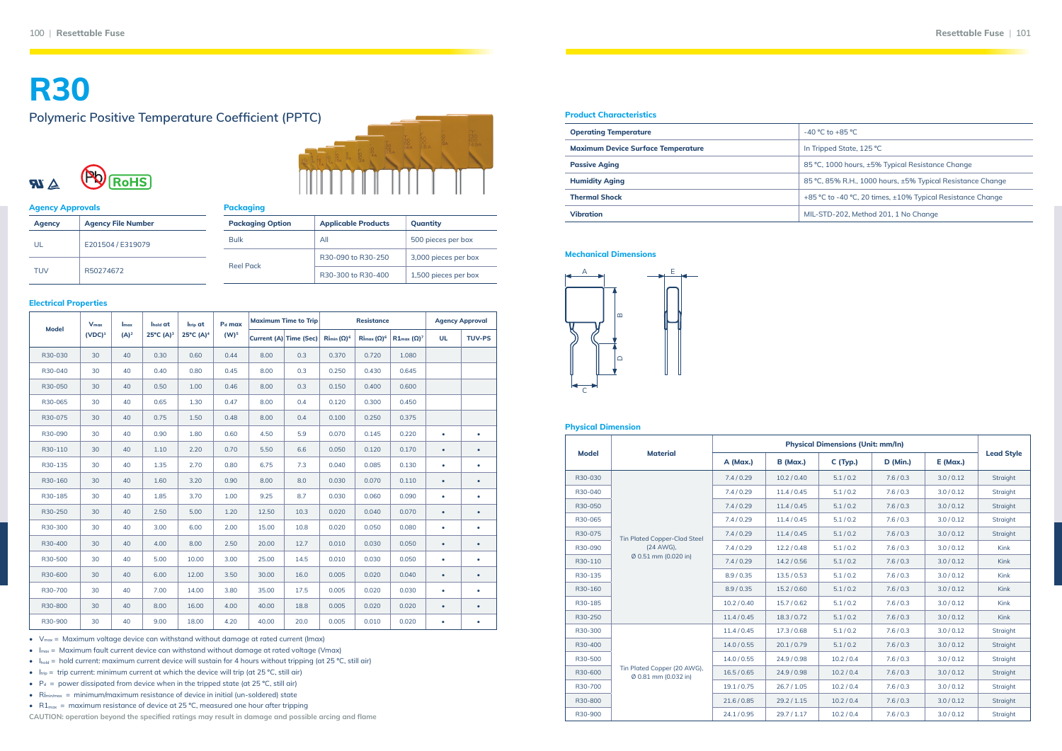# R30

## Polymeric Positive Temperature Coefficient (PPTC)

RoHS

### Agency Approvals

| Agency | Agency File Number |
|---|---|
| UL | E201504 / E319079 |
| TUV | R50274672 |

### Packaging

| Packaging Option | Applicable Products | Quantity |
|---|---|---|
| Bulk | All | 500 pieces per box |
| Reel Pack | R30-090 to R30-250 | 3,000 pieces per box |
| | R30-300 to R30-400 | 1,500 pieces per box |

### Electrical Properties

| Model | $V_{max}$ (VDC)[1] | $I_{max}$ (A)[2] | $I_{hold}$ at 25°C (A)[3] | $I_{trip}$ at 25°C (A)[4] | $P_d$ max (W)[5] | Maximum Time to Trip | | Resistance | | | Agency Approval | |
|---|---|---|---|---|---|---|---|---|---|---|---|---|
| | | | | | | Current (A) | Time (Sec) | $Ri_{min}$ (Ω)[6] | $Ri_{max}$ (Ω)[6] | $R1_{max}$ (Ω)[7] | UL | TUV-PS |
| R30-030 | 30 | 40 | 0.30 | 0.60 | 0.44 | 8.00 | 0.3 | 0.370 | 0.720 | 1.080 | | |
| R30-040 | 30 | 40 | 0.40 | 0.80 | 0.45 | 8.00 | 0.3 | 0.250 | 0.430 | 0.645 | | |
| R30-050 | 30 | 40 | 0.50 | 1.00 | 0.46 | 8.00 | 0.3 | 0.150 | 0.400 | 0.600 | | |
| R30-065 | 30 | 40 | 0.65 | 1.30 | 0.47 | 8.00 | 0.4 | 0.120 | 0.300 | 0.450 | | |
| R30-075 | 30 | 40 | 0.75 | 1.50 | 0.48 | 8.00 | 0.4 | 0.100 | 0.250 | 0.375 | | |
| R30-090 | 30 | 40 | 0.90 | 1.80 | 0.60 | 4.50 | 5.9 | 0.070 | 0.145 | 0.220 | • | • |
| R30-110 | 30 | 40 | 1.10 | 2.20 | 0.70 | 5.50 | 6.6 | 0.050 | 0.120 | 0.170 | • | • |
| R30-135 | 30 | 40 | 1.35 | 2.70 | 0.80 | 6.75 | 7.3 | 0.040 | 0.085 | 0.130 | • | • |
| R30-160 | 30 | 40 | 1.60 | 3.20 | 0.90 | 8.00 | 8.0 | 0.030 | 0.070 | 0.110 | • | • |
| R30-185 | 30 | 40 | 1.85 | 3.70 | 1.00 | 9.25 | 8.7 | 0.030 | 0.060 | 0.090 | • | • |
| R30-250 | 30 | 40 | 2.50 | 5.00 | 1.20 | 12.50 | 10.3 | 0.020 | 0.040 | 0.070 | • | • |
| R30-300 | 30 | 40 | 3.00 | 6.00 | 2.00 | 15.00 | 10.8 | 0.020 | 0.050 | 0.080 | • | • |
| R30-400 | 30 | 40 | 4.00 | 8.00 | 2.50 | 20.00 | 12.7 | 0.010 | 0.030 | 0.050 | • | • |
| R30-500 | 30 | 40 | 5.00 | 10.00 | 3.00 | 25.00 | 14.5 | 0.010 | 0.030 | 0.050 | • | • |
| R30-600 | 30 | 40 | 6.00 | 12.00 | 3.50 | 30.00 | 16.0 | 0.005 | 0.020 | 0.040 | • | • |
| R30-700 | 30 | 40 | 7.00 | 14.00 | 3.80 | 35.00 | 17.5 | 0.005 | 0.020 | 0.030 | • | • |
| R30-800 | 30 | 40 | 8.00 | 16.00 | 4.00 | 40.00 | 18.8 | 0.005 | 0.020 | 0.020 | • | • |
| R30-900 | 30 | 40 | 9.00 | 18.00 | 4.20 | 40.00 | 20.0 | 0.005 | 0.010 | 0.020 | • | • |

- $V_{max}$ = Maximum voltage device can withstand without damage at rated current ($I_{max}$)
- $I_{max}$ = Maximum fault current device can withstand without damage at rated voltage ($V_{max}$)
- $I_{hold}$ = hold current: maximum current device will sustain for 4 hours without tripping (at 25 °C, still air)
- $I_{trip}$ = trip current: minimum current at which the device will trip (at 25 °C, still air)
- $P_d$ = power dissipated from device when in the tripped state (at 25 °C, still air)
- $Ri_{min/max}$ = minimum/maximum resistance of device in initial (un-soldered) state
- $R1_{max}$ = maximum resistance of device at 25 °C, measured one hour after tripping

CAUTION: operation beyond the specified ratings may result in damage and possible arcing and flame

### Product Characteristics

| | |
|---|---|
| Operating Temperature | -40 °C to +85 °C |
| Maximum Device Surface Temperature | In Tripped State, 125 °C |
| Passive Aging | 85 °C, 1000 hours, ±5% Typical Resistance Change |
| Humidity Aging | 85 °C, 85% R.H., 1000 hours, ±5% Typical Resistance Change |
| Thermal Shock | +85 °C to -40 °C, 20 times, ±10% Typical Resistance Change |
| Vibration | MIL-STD-202, Method 201, 1 No Change |

### Mechanical Dimensions

### Physical Dimension

| Model | Material | Physical Dimensions (Unit: mm/In) | | | | | Lead Style |
|---|---|---|---|---|---|---|---|
| | | A (Max.) | B (Max.) | C (Typ.) | D (Min.) | E (Max.) | |
| R30-030 | Tin Plated Copper-Clad Steel (24 AWG), Ø 0.51 mm (0.020 in) | 7.4 / 0.29 | 10.2 / 0.40 | 5.1 / 0.2 | 7.6 / 0.3 | 3.0 / 0.12 | Straight |
| R30-040 | | 7.4 / 0.29 | 11.4 / 0.45 | 5.1 / 0.2 | 7.6 / 0.3 | 3.0 / 0.12 | Straight |
| R30-050 | | 7.4 / 0.29 | 11.4 / 0.45 | 5.1 / 0.2 | 7.6 / 0.3 | 3.0 / 0.12 | Straight |
| R30-065 | | 7.4 / 0.29 | 11.4 / 0.45 | 5.1 / 0.2 | 7.6 / 0.3 | 3.0 / 0.12 | Straight |
| R30-075 | | 7.4 / 0.29 | 11.4 / 0.45 | 5.1 / 0.2 | 7.6 / 0.3 | 3.0 / 0.12 | Straight |
| R30-090 | | 7.4 / 0.29 | 12.2 / 0.48 | 5.1 / 0.2 | 7.6 / 0.3 | 3.0 / 0.12 | Kink |
| R30-110 | | 7.4 / 0.29 | 14.2 / 0.56 | 5.1 / 0.2 | 7.6 / 0.3 | 3.0 / 0.12 | Kink |
| R30-135 | | 8.9 / 0.35 | 13.5 / 0.53 | 5.1 / 0.2 | 7.6 / 0.3 | 3.0 / 0.12 | Kink |
| R30-160 | | 8.9 / 0.35 | 15.2 / 0.60 | 5.1 / 0.2 | 7.6 / 0.3 | 3.0 / 0.12 | Kink |
| R30-185 | | 10.2 / 0.40 | 15.7 / 0.62 | 5.1 / 0.2 | 7.6 / 0.3 | 3.0 / 0.12 | Kink |
| R30-250 | | 11.4 / 0.45 | 18.3 / 0.72 | 5.1 / 0.2 | 7.6 / 0.3 | 3.0 / 0.12 | Kink |
| R30-300 | Tin Plated Copper (20 AWG), Ø 0.81 mm (0.032 in) | 11.4 / 0.45 | 17.3 / 0.68 | 5.1 / 0.2 | 7.6 / 0.3 | 3.0 / 0.12 | Straight |
| R30-400 | | 14.0 / 0.55 | 20.1 / 0.79 | 5.1 / 0.2 | 7.6 / 0.3 | 3.0 / 0.12 | Straight |
| R30-500 | | 14.0 / 0.55 | 24.9 / 0.98 | 10.2 / 0.4 | 7.6 / 0.3 | 3.0 / 0.12 | Straight |
| R30-600 | | 16.5 / 0.65 | 24.9 / 0.98 | 10.2 / 0.4 | 7.6 / 0.3 | 3.0 / 0.12 | Straight |
| R30-700 | | 19.1 / 0.75 | 26.7 / 1.05 | 10.2 / 0.4 | 7.6 / 0.3 | 3.0 / 0.12 | Straight |
| R30-800 | | 21.6 / 0.85 | 29.2 / 1.15 | 10.2 / 0.4 | 7.6 / 0.3 | 3.0 / 0.12 | Straight |
| R30-900 | | 24.1 / 0.95 | 29.7 / 1.17 | 10.2 / 0.4 | 7.6 / 0.3 | 3.0 / 0.12 | Straight |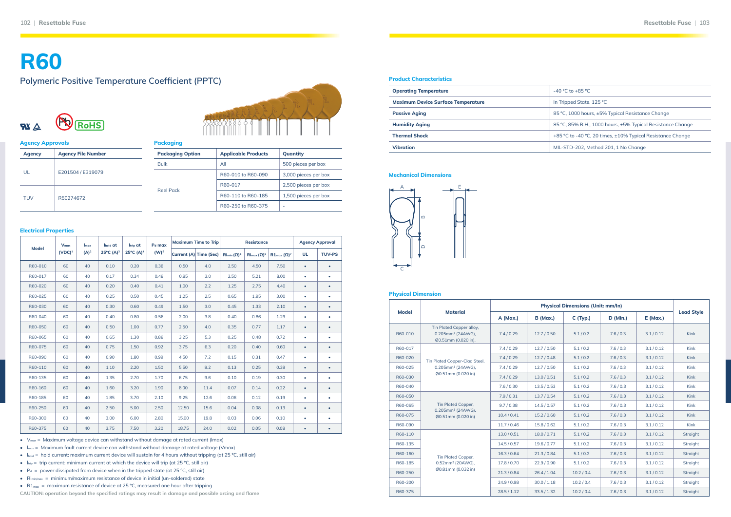# R60

## Polymeric Positive Temperature Coefficient (PPTC)

### Agency Approvals

| Agency | Agency File Number |
|---|---|
| UL | E201504 / E319079 |
| TUV | R50274672 |

### Packaging

| Packaging Option | Applicable Products | Quantity |
|---|---|---|
| Bulk | All | 500 pieces per box |
| Reel Pack | R60-010 to R60-090 | 3,000 pieces per box |
| | R60-017 | 2,500 pieces per box |
| | R60-110 to R60-185 | 1,500 pieces per box |
| | R60-250 to R60-375 | - |

### Electrical Properties

| Model | $V_{max}$ (VDC)[1] | $I_{max}$ (A)[2] | $I_{hold}$ at 25°C (A)[3] | $I_{trip}$ at 25°C (A)[4] | $P_d$ max (W)[5] | Maximum Time to Trip | | Resistance | | | Agency Approval | |
|---|---|---|---|---|---|---|---|---|---|---|---|---|
| | | | | | | Current (A) | Time (Sec) | $Ri_{min}$ (Ω)[6] | $Ri_{max}$ (Ω)[6] | $R1_{max}$ (Ω)[7] | UL | TUV-PS |
| R60-010 | 60 | 40 | 0.10 | 0.20 | 0.38 | 0.50 | 4.0 | 2.50 | 4.50 | 7.50 | • | • |
| R60-017 | 60 | 40 | 0.17 | 0.34 | 0.48 | 0.85 | 3.0 | 2.50 | 5.21 | 8.00 | • | • |
| R60-020 | 60 | 40 | 0.20 | 0.40 | 0.41 | 1.00 | 2.2 | 1.25 | 2.75 | 4.40 | • | • |
| R60-025 | 60 | 40 | 0.25 | 0.50 | 0.45 | 1.25 | 2.5 | 0.65 | 1.95 | 3.00 | • | • |
| R60-030 | 60 | 40 | 0.30 | 0.60 | 0.49 | 1.50 | 3.0 | 0.45 | 1.33 | 2.10 | • | • |
| R60-040 | 60 | 40 | 0.40 | 0.80 | 0.56 | 2.00 | 3.8 | 0.40 | 0.86 | 1.29 | • | • |
| R60-050 | 60 | 40 | 0.50 | 1.00 | 0.77 | 2.50 | 4.0 | 0.35 | 0.77 | 1.17 | • | • |
| R60-065 | 60 | 40 | 0.65 | 1.30 | 0.88 | 3.25 | 5.3 | 0.25 | 0.48 | 0.72 | • | • |
| R60-075 | 60 | 40 | 0.75 | 1.50 | 0.92 | 3.75 | 6.3 | 0.20 | 0.40 | 0.60 | • | • |
| R60-090 | 60 | 40 | 0.90 | 1.80 | 0.99 | 4.50 | 7.2 | 0.15 | 0.31 | 0.47 | • | • |
| R60-110 | 60 | 40 | 1.10 | 2.20 | 1.50 | 5.50 | 8.2 | 0.13 | 0.25 | 0.38 | • | • |
| R60-135 | 60 | 40 | 1.35 | 2.70 | 1.70 | 6.75 | 9.6 | 0.10 | 0.19 | 0.30 | • | • |
| R60-160 | 60 | 40 | 1.60 | 3.20 | 1.90 | 8.00 | 11.4 | 0.07 | 0.14 | 0.22 | • | • |
| R60-185 | 60 | 40 | 1.85 | 3.70 | 2.10 | 9.25 | 12.6 | 0.06 | 0.12 | 0.19 | • | • |
| R60-250 | 60 | 40 | 2.50 | 5.00 | 2.50 | 12.50 | 15.6 | 0.04 | 0.08 | 0.13 | • | • |
| R60-300 | 60 | 40 | 3.00 | 6.00 | 2.80 | 15.00 | 19.8 | 0.03 | 0.06 | 0.10 | • | • |
| R60-375 | 60 | 40 | 3.75 | 7.50 | 3.20 | 18.75 | 24.0 | 0.02 | 0.05 | 0.08 | • | • |

- $V_{max}$ = Maximum voltage device can withstand without damage at rated current (Imax)
- $I_{max}$ = Maximum fault current device can withstand without damage at rated voltage (Vmax)
- $I_{hold}$ = hold current: maximum current device will sustain for 4 hours without tripping (at 25 °C, still air)
- $I_{trip}$ = trip current: minimum current at which the device will trip (at 25 °C, still air)
- $P_d$ = power dissipated from device when in the tripped state (at 25 °C, still air)
- $Ri_{min/max}$ = minimum/maximum resistance of device in initial (un-soldered) state
- $R1_{max}$ = maximum resistance of device at 25 °C, measured one hour after tripping

CAUTION: operation beyond the specified ratings may result in damage and possible arcing and flame

### Product Characteristics

| | |
|---|---|
| **Operating Temperature** | -40 °C to +85 °C |
| **Maximum Device Surface Temperature** | In Tripped State, 125 °C |
| **Passive Aging** | 85 °C, 1000 hours, ±5% Typical Resistance Change |
| **Humidity Aging** | 85 °C, 85% R.H., 1000 hours, ±5% Typical Resistance Change |
| **Thermal Shock** | +85 °C to -40 °C, 20 times, ±10% Typical Resistance Change |
| **Vibration** | MIL-STD-202, Method 201, 1 No Change |

### Mechanical Dimensions

### Physical Dimension

| Model | Material | Physical Dimensions (Unit: mm/In) | | | | | Lead Style |
|---|---|---|---|---|---|---|---|
| | | A (Max.) | B (Max.) | C (Typ.) | D (Min.) | E (Max.) | |
| R60-010 | Tin Plated Copper alloy, 0.205mm² (24AWG), Ø0.51mm (0.020 in). | 7.4 / 0.29 | 12.7 / 0.50 | 5.1 / 0.2 | 7.6 / 0.3 | 3.1 / 0.12 | Kink |
| R60-017 | Tin Plated Copper-Clad Steel, 0.205mm² (24AWG), Ø0.51mm (0.020 in) | 7.4 / 0.29 | 12.7 / 0.50 | 5.1 / 0.2 | 7.6 / 0.3 | 3.1 / 0.12 | Kink |
| R60-020 | | 7.4 / 0.29 | 12.7 / 0.48 | 5.1 / 0.2 | 7.6 / 0.3 | 3.1 / 0.12 | Kink |
| R60-025 | | 7.4 / 0.29 | 12.7 / 0.50 | 5.1 / 0.2 | 7.6 / 0.3 | 3.1 / 0.12 | Kink |
| R60-030 | | 7.4 / 0.29 | 13.0 / 0.51 | 5.1 / 0.2 | 7.6 / 0.3 | 3.1 / 0.12 | Kink |
| R60-040 | | 7.6 / 0.30 | 13.5 / 0.53 | 5.1 / 0.2 | 7.6 / 0.3 | 3.1 / 0.12 | Kink |
| R60-050 | Tin Plated Copper, 0.205mm² (24AWG), Ø0.51mm (0.020 in) | 7.9 / 0.31 | 13.7 / 0.54 | 5.1 / 0.2 | 7.6 / 0.3 | 3.1 / 0.12 | Kink |
| R60-065 | | 9.7 / 0.38 | 14.5 / 0.57 | 5.1 / 0.2 | 7.6 / 0.3 | 3.1 / 0.12 | Kink |
| R60-075 | | 10.4 / 0.41 | 15.2 / 0.60 | 5.1 / 0.2 | 7.6 / 0.3 | 3.1 / 0.12 | Kink |
| R60-090 | | 11.7 / 0.46 | 15.8 / 0.62 | 5.1 / 0.2 | 7.6 / 0.3 | 3.1 / 0.12 | Kink |
| R60-110 | Tin Plated Copper, 0.52mm² (20AWG), Ø0.81mm (0.032 in) | 13.0 / 0.51 | 18.0 / 0.71 | 5.1 / 0.2 | 7.6 / 0.3 | 3.1 / 0.12 | Straight |
| R60-135 | | 14.5 / 0.57 | 19.6 / 0.77 | 5.1 / 0.2 | 7.6 / 0.3 | 3.1 / 0.12 | Straight |
| R60-160 | | 16.3 / 0.64 | 21.3 / 0.84 | 5.1 / 0.2 | 7.6 / 0.3 | 3.1 / 0.12 | Straight |
| R60-185 | | 17.8 / 0.70 | 22.9 / 0.90 | 5.1 / 0.2 | 7.6 / 0.3 | 3.1 / 0.12 | Straight |
| R60-250 | | 21.3 / 0.84 | 26.4 / 1.04 | 10.2 / 0.4 | 7.6 / 0.3 | 3.1 / 0.12 | Straight |
| R60-300 | | 24.9 / 0.98 | 30.0 / 1.18 | 10.2 / 0.4 | 7.6 / 0.3 | 3.1 / 0.12 | Straight |
| R60-375 | | 28.5 / 1.12 | 33.5 / 1.32 | 10.2 / 0.4 | 7.6 / 0.3 | 3.1 / 0.12 | Straight |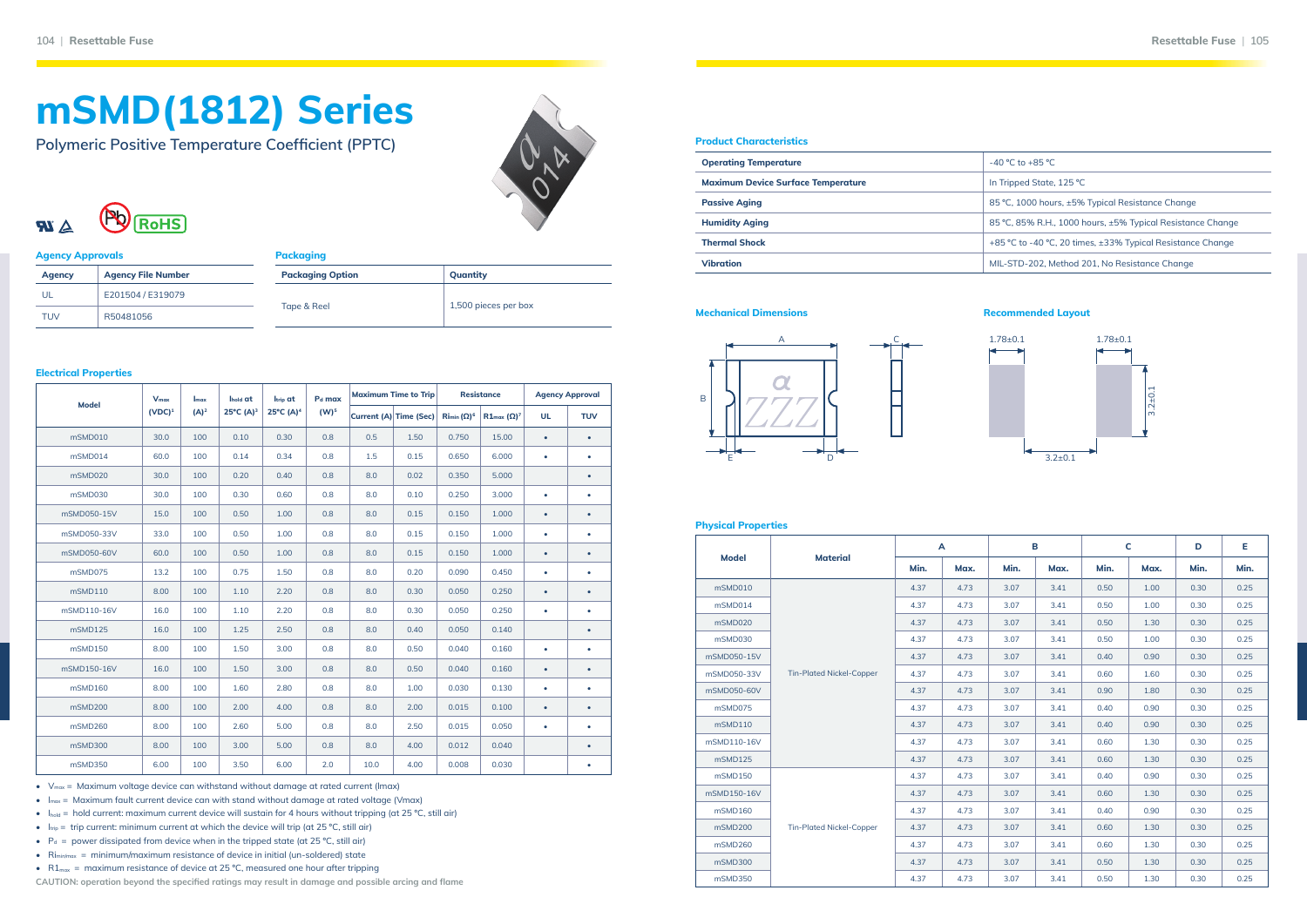# mSMD(1812) Series

Polymeric Positive Temperature Coefficient (PPTC)

### Agency Approvals

| Agency | Agency File Number |
|---|---|
| UL | E201504 / E319079 |
| TUV | R50481056 |

### Packaging

| Packaging Option | Quantity |
|---|---|
| Tape & Reel | 1,500 pieces per box |

### Electrical Properties

| Model | $V_{max}$ (VDC)[1] | $I_{max}$ (A)[2] | $I_{hold}$ at 25°C (A)[3] | $I_{trip}$ at 25°C (A)[4] | $P_d$ max (W)[5] | Maximum Time to Trip | | Resistance | | Agency Approval | |
|---|---|---|---|---|---|---|---|---|---|---|---|
| | | | | | | Current (A) | Time (Sec) | $Ri_{min}$ (Ω)[6] | $R1_{max}$ (Ω)[7] | UL | TUV |
| mSMD010 | 30.0 | 100 | 0.10 | 0.30 | 0.8 | 0.5 | 1.50 | 0.750 | 15.00 | • | • |
| mSMD014 | 60.0 | 100 | 0.14 | 0.34 | 0.8 | 1.5 | 0.15 | 0.650 | 6.000 | • | • |
| mSMD020 | 30.0 | 100 | 0.20 | 0.40 | 0.8 | 8.0 | 0.02 | 0.350 | 5.000 | | • |
| mSMD030 | 30.0 | 100 | 0.30 | 0.60 | 0.8 | 8.0 | 0.10 | 0.250 | 3.000 | • | • |
| mSMD050-15V | 15.0 | 100 | 0.50 | 1.00 | 0.8 | 8.0 | 0.15 | 0.150 | 1.000 | • | • |
| mSMD050-33V | 33.0 | 100 | 0.50 | 1.00 | 0.8 | 8.0 | 0.15 | 0.150 | 1.000 | • | • |
| mSMD050-60V | 60.0 | 100 | 0.50 | 1.00 | 0.8 | 8.0 | 0.15 | 0.150 | 1.000 | • | • |
| mSMD075 | 13.2 | 100 | 0.75 | 1.50 | 0.8 | 8.0 | 0.20 | 0.090 | 0.450 | • | • |
| mSMD110 | 8.00 | 100 | 1.10 | 2.20 | 0.8 | 8.0 | 0.30 | 0.050 | 0.250 | • | • |
| mSMD110-16V | 16.0 | 100 | 1.10 | 2.20 | 0.8 | 8.0 | 0.30 | 0.050 | 0.250 | • | • |
| mSMD125 | 16.0 | 100 | 1.25 | 2.50 | 0.8 | 8.0 | 0.40 | 0.050 | 0.140 | | • |
| mSMD150 | 8.00 | 100 | 1.50 | 3.00 | 0.8 | 8.0 | 0.50 | 0.040 | 0.160 | • | • |
| mSMD150-16V | 16.0 | 100 | 1.50 | 3.00 | 0.8 | 8.0 | 0.50 | 0.040 | 0.160 | • | • |
| mSMD160 | 8.00 | 100 | 1.60 | 2.80 | 0.8 | 8.0 | 1.00 | 0.030 | 0.130 | • | • |
| mSMD200 | 8.00 | 100 | 2.00 | 4.00 | 0.8 | 8.0 | 2.00 | 0.015 | 0.100 | • | • |
| mSMD260 | 8.00 | 100 | 2.60 | 5.00 | 0.8 | 8.0 | 2.50 | 0.015 | 0.050 | • | • |
| mSMD300 | 8.00 | 100 | 3.00 | 5.00 | 0.8 | 8.0 | 4.00 | 0.012 | 0.040 | | • |
| mSMD350 | 6.00 | 100 | 3.50 | 6.00 | 2.0 | 10.0 | 4.00 | 0.008 | 0.030 | | • |

- $V_{max}$ = Maximum voltage device can withstand without damage at rated current (Imax)
- $I_{max}$ = Maximum fault current device can with stand without damage at rated voltage (Vmax)
- $I_{hold}$ = hold current: maximum current device will sustain for 4 hours without tripping (at 25 °C, still air)
- $I_{trip}$ = trip current: minimum current at which the device will trip (at 25 °C, still air)
- $P_d$ = power dissipated from device when in the tripped state (at 25 °C, still air)
- $Ri_{min/max}$ = minimum/maximum resistance of device in initial (un-soldered) state
- $R1_{max}$ = maximum resistance of device at 25 °C, measured one hour after tripping

**CAUTION: operation beyond the specified ratings may result in damage and possible arcing and flame**

### Product Characteristics

| | |
|---|---|
| **Operating Temperature** | -40 °C to +85 °C |
| **Maximum Device Surface Temperature** | In Tripped State, 125 °C |
| **Passive Aging** | 85 °C, 1000 hours, ±5% Typical Resistance Change |
| **Humidity Aging** | 85 °C, 85% R.H., 1000 hours, ±5% Typical Resistance Change |
| **Thermal Shock** | +85 °C to -40 °C, 20 times, ±33% Typical Resistance Change |
| **Vibration** | MIL-STD-202, Method 201, No Resistance Change |

### Mechanical Dimensions

A
B
C
D
E

### Recommended Layout

1.78±0.1
1.78±0.1
3.2±0.1
3.2±0.1

### Physical Properties

| Model | Material | A | | B | | C | | D | E |
|---|---|---|---|---|---|---|---|---|---|
| | | Min. | Max. | Min. | Max. | Min. | Max. | Min. | Min. |
| mSMD010 | Tin-Plated Nickel-Copper | 4.37 | 4.73 | 3.07 | 3.41 | 0.50 | 1.00 | 0.30 | 0.25 |
| mSMD014 | | 4.37 | 4.73 | 3.07 | 3.41 | 0.50 | 1.00 | 0.30 | 0.25 |
| mSMD020 | | 4.37 | 4.73 | 3.07 | 3.41 | 0.50 | 1.30 | 0.30 | 0.25 |
| mSMD030 | | 4.37 | 4.73 | 3.07 | 3.41 | 0.50 | 1.00 | 0.30 | 0.25 |
| mSMD050-15V | | 4.37 | 4.73 | 3.07 | 3.41 | 0.40 | 0.90 | 0.30 | 0.25 |
| mSMD050-33V | | 4.37 | 4.73 | 3.07 | 3.41 | 0.60 | 1.60 | 0.30 | 0.25 |
| mSMD050-60V | | 4.37 | 4.73 | 3.07 | 3.41 | 0.90 | 1.80 | 0.30 | 0.25 |
| mSMD075 | | 4.37 | 4.73 | 3.07 | 3.41 | 0.40 | 0.90 | 0.30 | 0.25 |
| mSMD110 | | 4.37 | 4.73 | 3.07 | 3.41 | 0.40 | 0.90 | 0.30 | 0.25 |
| mSMD110-16V | | 4.37 | 4.73 | 3.07 | 3.41 | 0.60 | 1.30 | 0.30 | 0.25 |
| mSMD125 | | 4.37 | 4.73 | 3.07 | 3.41 | 0.60 | 1.30 | 0.30 | 0.25 |
| mSMD150 | Tin-Plated Nickel-Copper | 4.37 | 4.73 | 3.07 | 3.41 | 0.40 | 0.90 | 0.30 | 0.25 |
| mSMD150-16V | | 4.37 | 4.73 | 3.07 | 3.41 | 0.60 | 1.30 | 0.30 | 0.25 |
| mSMD160 | | 4.37 | 4.73 | 3.07 | 3.41 | 0.40 | 0.90 | 0.30 | 0.25 |
| mSMD200 | | 4.37 | 4.73 | 3.07 | 3.41 | 0.60 | 1.30 | 0.30 | 0.25 |
| mSMD260 | | 4.37 | 4.73 | 3.07 | 3.41 | 0.60 | 1.30 | 0.30 | 0.25 |
| mSMD300 | | 4.37 | 4.73 | 3.07 | 3.41 | 0.50 | 1.30 | 0.30 | 0.25 |
| mSMD350 | | 4.37 | 4.73 | 3.07 | 3.41 | 0.50 | 1.30 | 0.30 | 0.25 |